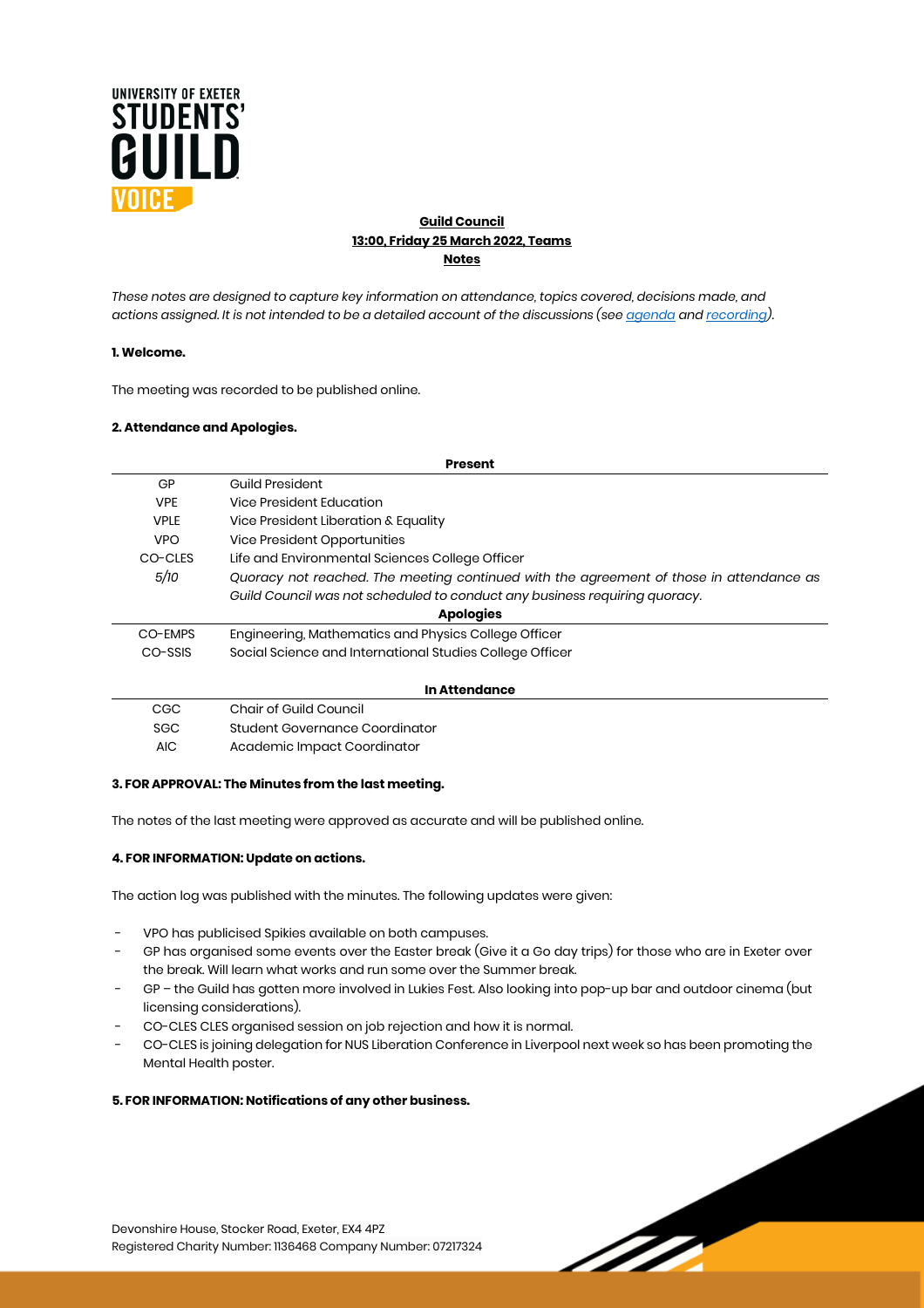**Guild Council**
**13:00, Friday 25 March 2022, Teams**
**Notes**

*These notes are designed to capture key information on attendance, topics covered, decisions made, and actions assigned. It is not intended to be a detailed account of the discussions (see agenda and recording).*

**1. Welcome.**

The meeting was recorded to be published online.

**2. Attendance and Apologies.**

| **Present** | |
|---|---|
| GP | Guild President |
| VPE | Vice President Education |
| VPLE | Vice President Liberation & Equality |
| VPO | Vice President Opportunities |
| CO-CLES | Life and Environmental Sciences College Officer |
| *5/10* | *Quoracy not reached. The meeting continued with the agreement of those in attendance as Guild Council was not scheduled to conduct any business requiring quoracy.* |
| **Apologies** | |
| CO-EMPS | Engineering, Mathematics and Physics College Officer |
| CO-SSIS | Social Science and International Studies College Officer |

| **In Attendance** | |
|---|---|
| CGC | Chair of Guild Council |
| SGC | Student Governance Coordinator |
| AIC | Academic Impact Coordinator |

**3. FOR APPROVAL: The Minutes from the last meeting.**

The notes of the last meeting were approved as accurate and will be published online.

**4. FOR INFORMATION: Update on actions.**

The action log was published with the minutes. The following updates were given:

- VPO has publicised Spikies available on both campuses.
- GP has organised some events over the Easter break (Give it a Go day trips) for those who are in Exeter over the break. Will learn what works and run some over the Summer break.
- GP – the Guild has gotten more involved in Lukies Fest. Also looking into pop-up bar and outdoor cinema (but licensing considerations).
- CO-CLES CLES organised session on job rejection and how it is normal.
- CO-CLES is joining delegation for NUS Liberation Conference in Liverpool next week so has been promoting the Mental Health poster.

**5. FOR INFORMATION: Notifications of any other business.**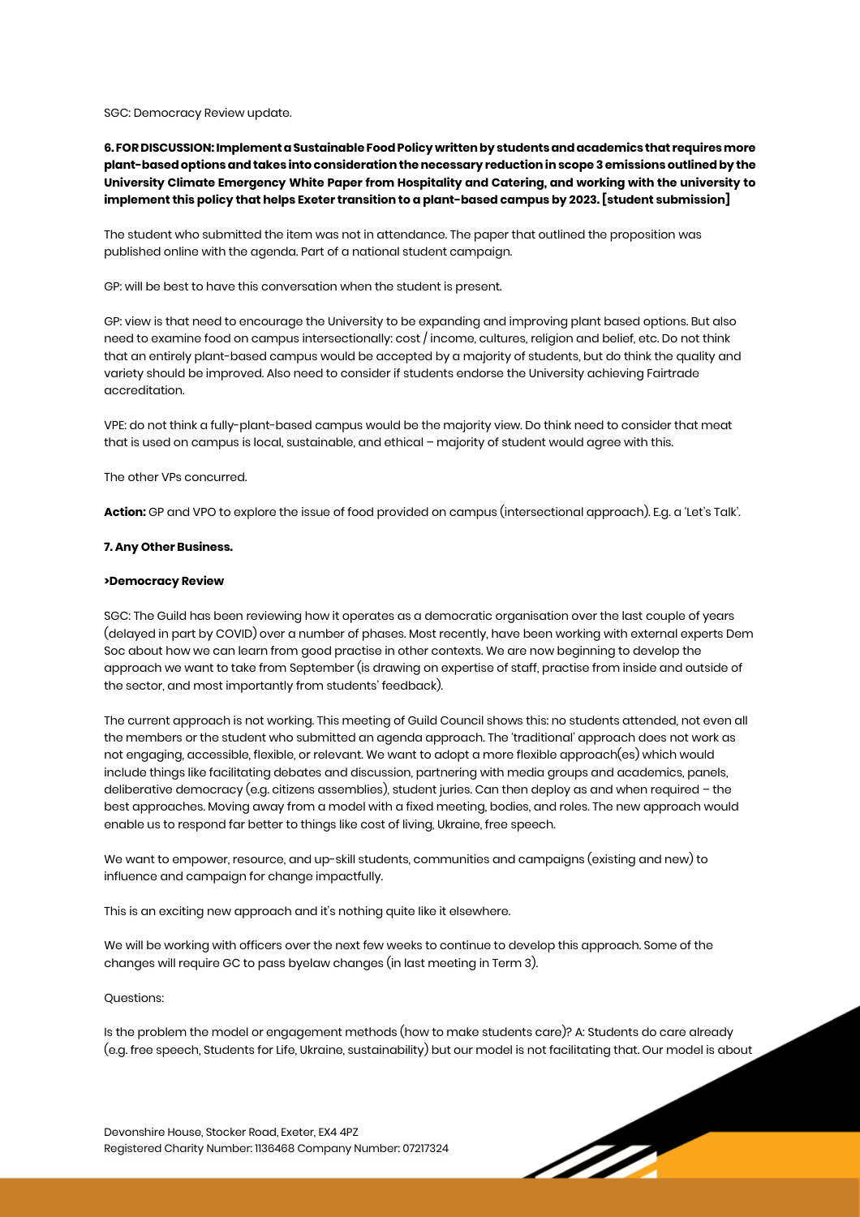SGC: Democracy Review update.

**6. FOR DISCUSSION: Implement a Sustainable Food Policy written by students and academics that requires more plant-based options and takes into consideration the necessary reduction in scope 3 emissions outlined by the University Climate Emergency White Paper from Hospitality and Catering, and working with the university to implement this policy that helps Exeter transition to a plant-based campus by 2023. [student submission]**

The student who submitted the item was not in attendance. The paper that outlined the proposition was published online with the agenda. Part of a national student campaign.

GP: will be best to have this conversation when the student is present.

GP: view is that need to encourage the University to be expanding and improving plant based options. But also need to examine food on campus intersectionally: cost / income, cultures, religion and belief, etc. Do not think that an entirely plant-based campus would be accepted by a majority of students, but do think the quality and variety should be improved. Also need to consider if students endorse the University achieving Fairtrade accreditation.

VPE: do not think a fully-plant-based campus would be the majority view. Do think need to consider that meat that is used on campus is local, sustainable, and ethical – majority of student would agree with this.

The other VPs concurred.

**Action:** GP and VPO to explore the issue of food provided on campus (intersectional approach). E.g. a 'Let's Talk'.

**7. Any Other Business.**

**>Democracy Review**

SGC: The Guild has been reviewing how it operates as a democratic organisation over the last couple of years (delayed in part by COVID) over a number of phases. Most recently, have been working with external experts Dem Soc about how we can learn from good practise in other contexts. We are now beginning to develop the approach we want to take from September (is drawing on expertise of staff, practise from inside and outside of the sector, and most importantly from students' feedback).

The current approach is not working. This meeting of Guild Council shows this: no students attended, not even all the members or the student who submitted an agenda approach. The 'traditional' approach does not work as not engaging, accessible, flexible, or relevant. We want to adopt a more flexible approach(es) which would include things like facilitating debates and discussion, partnering with media groups and academics, panels, deliberative democracy (e.g. citizens assemblies), student juries. Can then deploy as and when required – the best approaches. Moving away from a model with a fixed meeting, bodies, and roles. The new approach would enable us to respond far better to things like cost of living, Ukraine, free speech.

We want to empower, resource, and up-skill students, communities and campaigns (existing and new) to influence and campaign for change impactfully.

This is an exciting new approach and it's nothing quite like it elsewhere.

We will be working with officers over the next few weeks to continue to develop this approach. Some of the changes will require GC to pass byelaw changes (in last meeting in Term 3).

Questions:

Is the problem the model or engagement methods (how to make students care)? A: Students do care already (e.g. free speech, Students for Life, Ukraine, sustainability) but our model is not facilitating that. Our model is about

Devonshire House, Stocker Road, Exeter, EX4 4PZ
Registered Charity Number: 1136468 Company Number: 07217324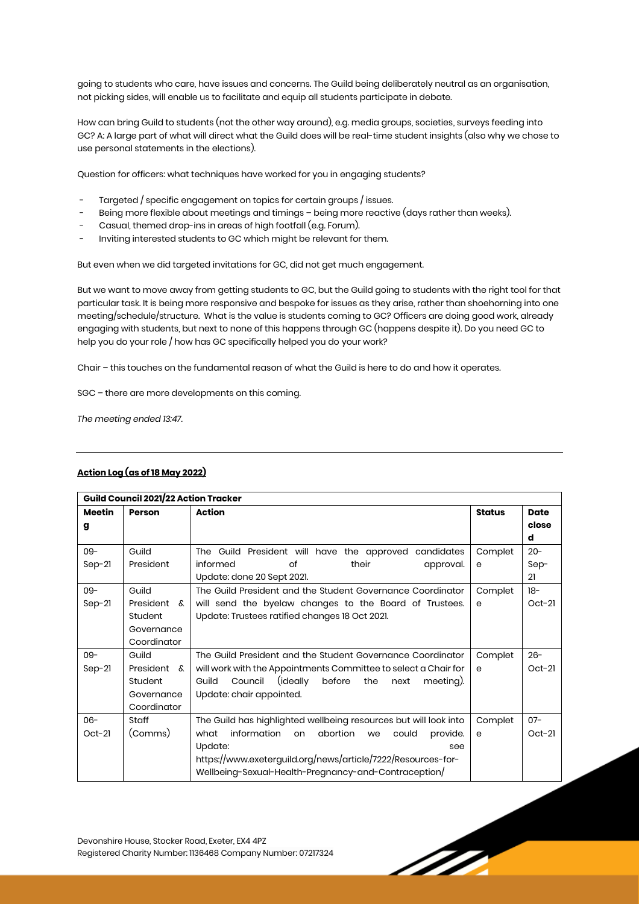going to students who care, have issues and concerns. The Guild being deliberately neutral as an organisation, not picking sides, will enable us to facilitate and equip all students participate in debate.

How can bring Guild to students (not the other way around), e.g. media groups, societies, surveys feeding into GC? A: A large part of what will direct what the Guild does will be real-time student insights (also why we chose to use personal statements in the elections).

Question for officers: what techniques have worked for you in engaging students?

- Targeted / specific engagement on topics for certain groups / issues.
- Being more flexible about meetings and timings – being more reactive (days rather than weeks).
- Casual, themed drop-ins in areas of high footfall (e.g. Forum).
- Inviting interested students to GC which might be relevant for them.

But even when we did targeted invitations for GC, did not get much engagement.

But we want to move away from getting students to GC, but the Guild going to students with the right tool for that particular task. It is being more responsive and bespoke for issues as they arise, rather than shoehorning into one meeting/schedule/structure. What is the value is students coming to GC? Officers are doing good work, already engaging with students, but next to none of this happens through GC (happens despite it). Do you need GC to help you do your role / how has GC specifically helped you do your work?

Chair – this touches on the fundamental reason of what the Guild is here to do and how it operates.

SGC – there are more developments on this coming.

*The meeting ended 13:47.*

---

**Action Log (as of 18 May 2022)**

| **Guild Council 2021/22 Action Tracker** | | | | |
|---|---|---|---|---|
| **Meeting** | **Person** | **Action** | **Status** | **Date closed** |
| 09-Sep-21 | Guild President | The Guild President will have the approved candidates informed of their approval. Update: done 20 Sept 2021. | Complete | 20-Sep-21 |
| 09-Sep-21 | Guild President & Student Governance Coordinator | The Guild President and the Student Governance Coordinator will send the byelaw changes to the Board of Trustees. Update: Trustees ratified changes 18 Oct 2021. | Complete | 18-Oct-21 |
| 09-Sep-21 | Guild President & Student Governance Coordinator | The Guild President and the Student Governance Coordinator will work with the Appointments Committee to select a Chair for Guild Council (ideally before the next meeting). Update: chair appointed. | Complete | 26-Oct-21 |
| 06-Oct-21 | Staff (Comms) | The Guild has highlighted wellbeing resources but will look into what information on abortion we could provide. Update: see https://www.exeterguild.org/news/article/7222/Resources-for-Wellbeing-Sexual-Health-Pregnancy-and-Contraception/ | Complete | 07-Oct-21 |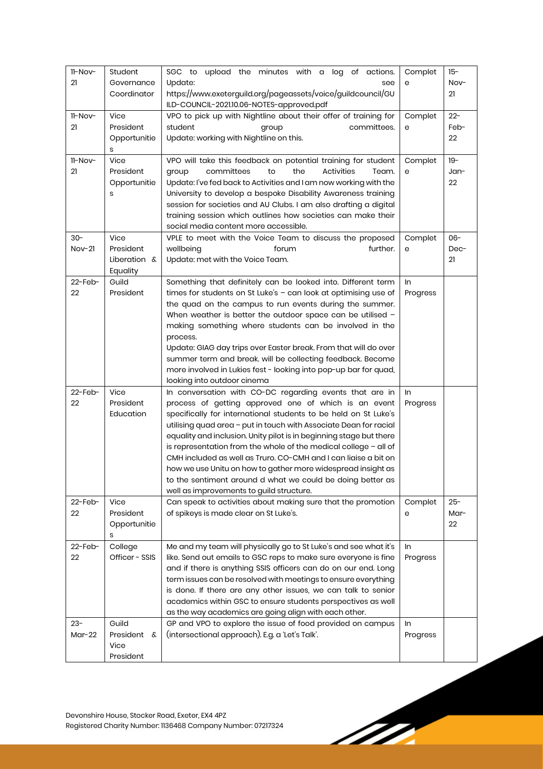| 11-Nov-21 | Student Governance Coordinator | SGC to upload the minutes with a log of actions. Update: see https://www.exeterguild.org/pageassets/voice/guildcouncil/GUILD-COUNCIL-2021.10.06-NOTES-approved.pdf | Complete | 15-Nov-21 |
|---|---|---|---|---|
| 11-Nov-21 | Vice President Opportunities | VPO to pick up with Nightline about their offer of training for student group committees. Update: working with Nightline on this. | Complete | 22-Feb-22 |
| 11-Nov-21 | Vice President Opportunities | VPO will take this feedback on potential training for student group committees to the Activities Team. Update: I've fed back to Activities and I am now working with the University to develop a bespoke Disability Awareness training session for societies and AU Clubs. I am also drafting a digital training session which outlines how societies can make their social media content more accessible. | Complete | 19-Jan-22 |
| 30-Nov-21 | Vice President Liberation & Equality | VPLE to meet with the Voice Team to discuss the proposed wellbeing forum further. Update: met with the Voice Team. | Complete | 06-Dec-21 |
| 22-Feb-22 | Guild President | Something that definitely can be looked into. Different term times for students on St Luke's – can look at optimising use of the quad on the campus to run events during the summer. When weather is better the outdoor space can be utilised – making something where students can be involved in the process. Update: GIAG day trips over Easter break. From that will do over summer term and break. will be collecting feedback. Become more involved in Lukies fest - looking into pop-up bar for quad, looking into outdoor cinema | In Progress | |
| 22-Feb-22 | Vice President Education | In conversation with CO-DC regarding events that are in process of getting approved one of which is an event specifically for international students to be held on St Luke's utilising quad area – put in touch with Associate Dean for racial equality and inclusion. Unity pilot is in beginning stage but there is representation from the whole of the medical college – all of CMH included as well as Truro. CO-CMH and I can liaise a bit on how we use Unitu on how to gather more widespread insight as to the sentiment around d what we could be doing better as well as improvements to guild structure. | In Progress | |
| 22-Feb-22 | Vice President Opportunities | Can speak to activities about making sure that the promotion of spikeys is made clear on St Luke's. | Complete | 25-Mar-22 |
| 22-Feb-22 | College Officer - SSIS | Me and my team will physically go to St Luke's and see what it's like. Send out emails to GSC reps to make sure everyone is fine and if there is anything SSIS officers can do on our end. Long term issues can be resolved with meetings to ensure everything is done. If there are any other issues, we can talk to senior academics within GSC to ensure students perspectives as well as the way academics are going align with each other. | In Progress | |
| 23-Mar-22 | Guild President & Vice President | GP and VPO to explore the issue of food provided on campus (intersectional approach). E.g. a 'Let's Talk'. | In Progress | |

Devonshire House, Stocker Road, Exeter, EX4 4PZ
Registered Charity Number: 1136468 Company Number: 07217324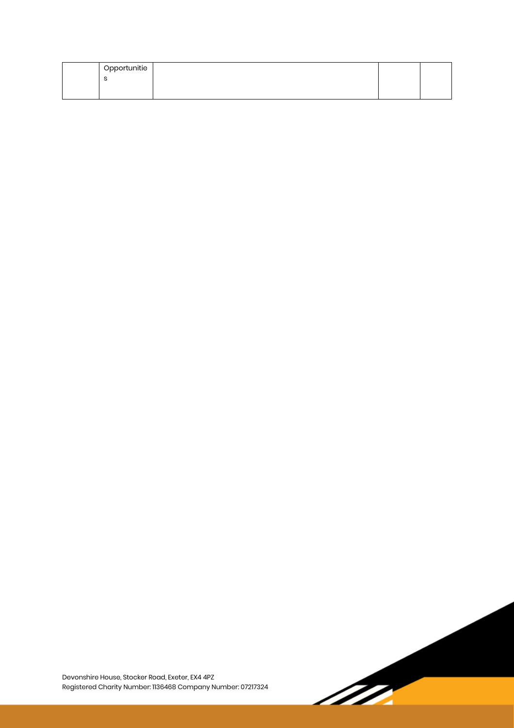| | | | | |
|---|---|---|---|---|
| | Opportunities | | | |

Devonshire House, Stocker Road, Exeter, EX4 4PZ
Registered Charity Number: 1136468 Company Number: 07217324